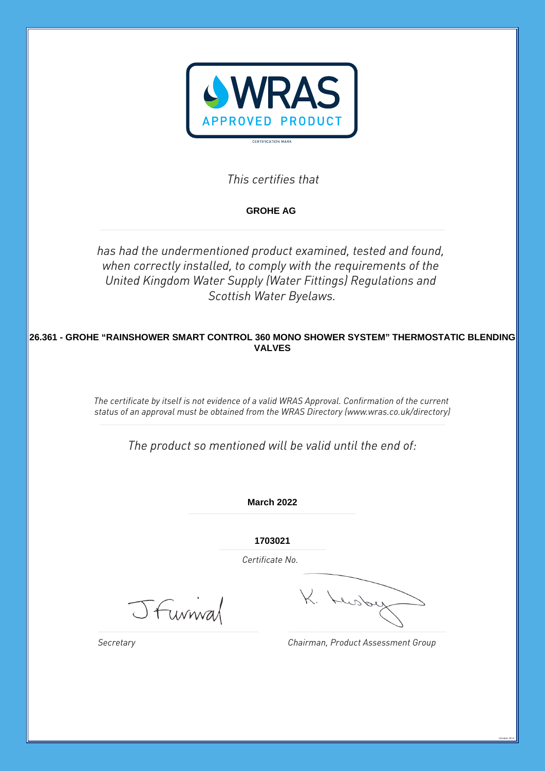WRAS APPROVED PRODUCT

CERTIFICATION MARK

*This certifies that*

**GROHE AG**

*has had the undermentioned product examined, tested and found, when correctly installed, to comply with the requirements of the United Kingdom Water Supply (Water Fittings) Regulations and Scottish Water Byelaws.*

**26.361 - GROHE “RAINSHOWER SMART CONTROL 360 MONO SHOWER SYSTEM” THERMOSTATIC BLENDING VALVES**

*The certificate by itself is not evidence of a valid WRAS Approval. Confirmation of the current status of an approval must be obtained from the WRAS Directory (www.wras.co.uk/directory)*

*The product so mentioned will be valid until the end of:*

**March 2022**

**1703021**

*Certificate No.*

*Secretary*

*Chairman, Product Assessment Group*

October 2014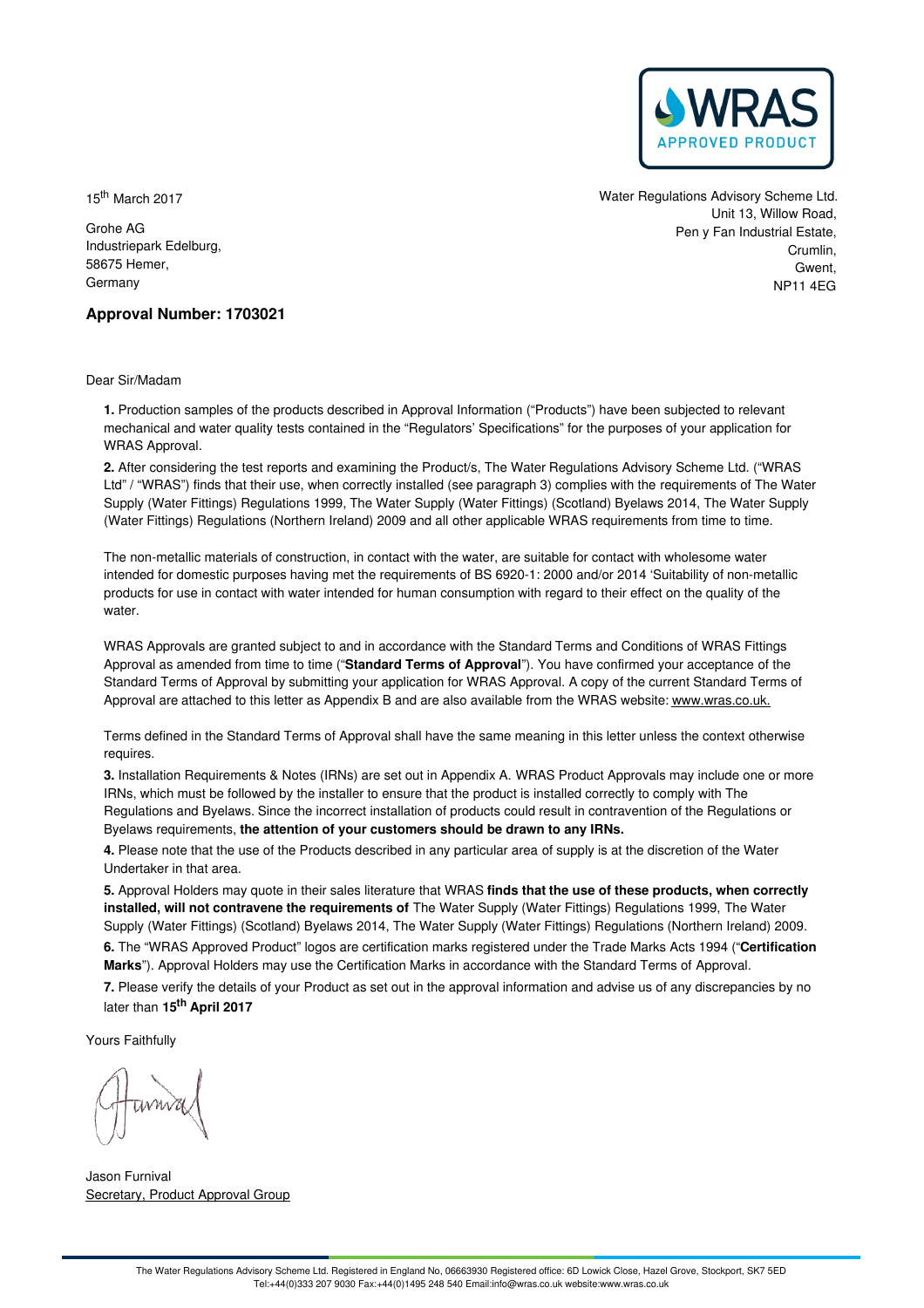WRAS APPROVED PRODUCT

15th March 2017

Grohe AG
Industriepark Edelburg,
58675 Hemer,
Germany

Water Regulations Advisory Scheme Ltd.
Unit 13, Willow Road,
Pen y Fan Industrial Estate,
Crumlin,
Gwent,
NP11 4EG

**Approval Number: 1703021**

Dear Sir/Madam

**1.** Production samples of the products described in Approval Information ("Products") have been subjected to relevant mechanical and water quality tests contained in the "Regulators' Specifications" for the purposes of your application for WRAS Approval.

**2.** After considering the test reports and examining the Product/s, The Water Regulations Advisory Scheme Ltd. ("WRAS Ltd" / "WRAS") finds that their use, when correctly installed (see paragraph 3) complies with the requirements of The Water Supply (Water Fittings) Regulations 1999, The Water Supply (Water Fittings) (Scotland) Byelaws 2014, The Water Supply (Water Fittings) Regulations (Northern Ireland) 2009 and all other applicable WRAS requirements from time to time.

The non-metallic materials of construction, in contact with the water, are suitable for contact with wholesome water intended for domestic purposes having met the requirements of BS 6920-1: 2000 and/or 2014 'Suitability of non-metallic products for use in contact with water intended for human consumption with regard to their effect on the quality of the water.

WRAS Approvals are granted subject to and in accordance with the Standard Terms and Conditions of WRAS Fittings Approval as amended from time to time ("**Standard Terms of Approval**"). You have confirmed your acceptance of the Standard Terms of Approval by submitting your application for WRAS Approval. A copy of the current Standard Terms of Approval are attached to this letter as Appendix B and are also available from the WRAS website: www.wras.co.uk.

Terms defined in the Standard Terms of Approval shall have the same meaning in this letter unless the context otherwise requires.

**3.** Installation Requirements & Notes (IRNs) are set out in Appendix A. WRAS Product Approvals may include one or more IRNs, which must be followed by the installer to ensure that the product is installed correctly to comply with The Regulations and Byelaws. Since the incorrect installation of products could result in contravention of the Regulations or Byelaws requirements, **the attention of your customers should be drawn to any IRNs.**

**4.** Please note that the use of the Products described in any particular area of supply is at the discretion of the Water Undertaker in that area.

**5.** Approval Holders may quote in their sales literature that WRAS **finds that the use of these products, when correctly installed, will not contravene the requirements of** The Water Supply (Water Fittings) Regulations 1999, The Water Supply (Water Fittings) (Scotland) Byelaws 2014, The Water Supply (Water Fittings) Regulations (Northern Ireland) 2009.

**6.** The "WRAS Approved Product" logos are certification marks registered under the Trade Marks Acts 1994 ("**Certification Marks**"). Approval Holders may use the Certification Marks in accordance with the Standard Terms of Approval.

**7.** Please verify the details of your Product as set out in the approval information and advise us of any discrepancies by no later than **15th April 2017**

Yours Faithfully

Jason Furnival
Secretary, Product Approval Group

The Water Regulations Advisory Scheme Ltd. Registered in England No, 06663930 Registered office: 6D Lowick Close, Hazel Grove, Stockport, SK7 5ED
Tel:+44(0)333 207 9030 Fax:+44(0)1495 248 540 Email:info@wras.co.uk website:www.wras.co.uk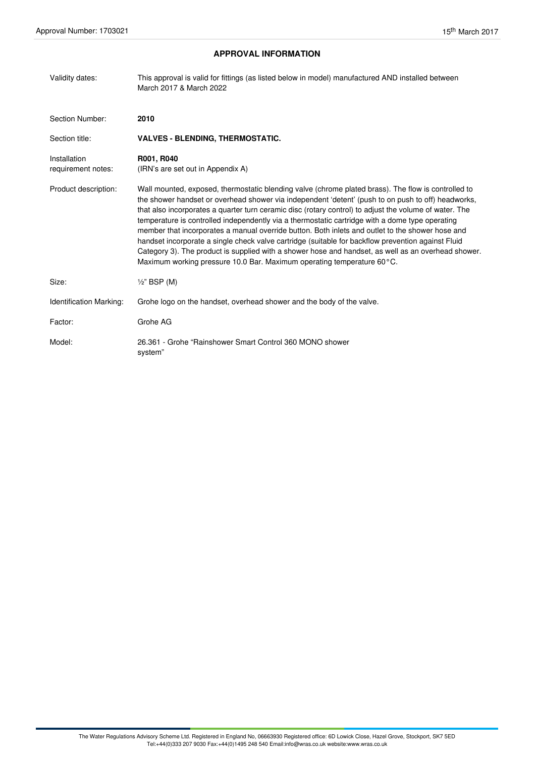## APPROVAL INFORMATION

| | |
|---|---|
| Validity dates: | This approval is valid for fittings (as listed below in model) manufactured AND installed between March 2017 & March 2022 |
| Section Number: | **2010** |
| Section title: | **VALVES - BLENDING, THERMOSTATIC.** |
| Installation requirement notes: | **R001, R040** (IRN's are set out in Appendix A) |
| Product description: | Wall mounted, exposed, thermostatic blending valve (chrome plated brass). The flow is controlled to the shower handset or overhead shower via independent 'detent' (push to on push to off) headworks, that also incorporates a quarter turn ceramic disc (rotary control) to adjust the volume of water. The temperature is controlled independently via a thermostatic cartridge with a dome type operating member that incorporates a manual override button. Both inlets and outlet to the shower hose and handset incorporate a single check valve cartridge (suitable for backflow prevention against Fluid Category 3). The product is supplied with a shower hose and handset, as well as an overhead shower. Maximum working pressure 10.0 Bar. Maximum operating temperature 60°C. |
| Size: | ½" BSP (M) |
| Identification Marking: | Grohe logo on the handset, overhead shower and the body of the valve. |
| Factor: | Grohe AG |
| Model: | 26.361 - Grohe "Rainshower Smart Control 360 MONO shower system" |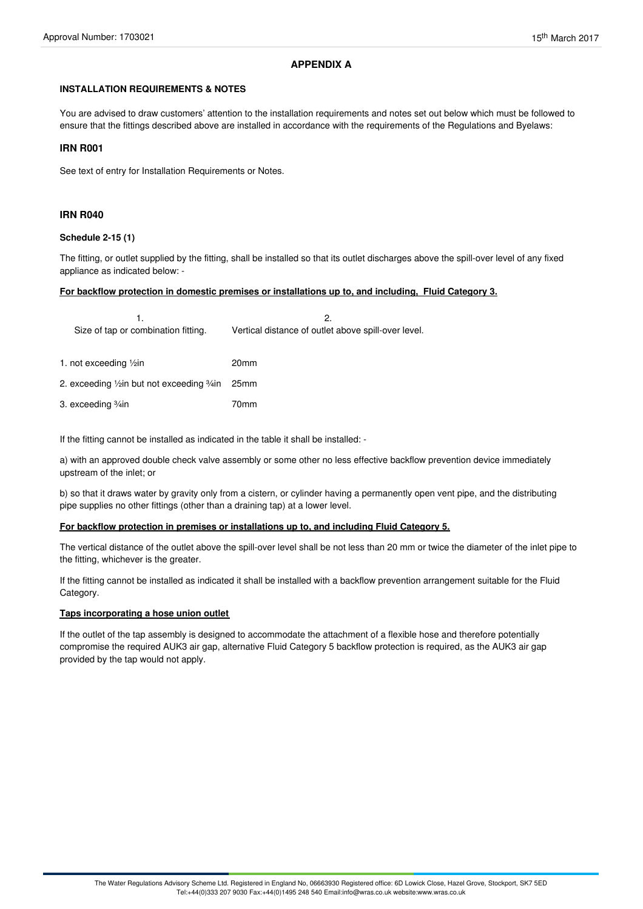## APPENDIX A

**INSTALLATION REQUIREMENTS & NOTES**

You are advised to draw customers' attention to the installation requirements and notes set out below which must be followed to ensure that the fittings described above are installed in accordance with the requirements of the Regulations and Byelaws:

### IRN R001

See text of entry for Installation Requirements or Notes.

### IRN R040

**Schedule 2-15 (1)**

The fitting, or outlet supplied by the fitting, shall be installed so that its outlet discharges above the spill-over level of any fixed appliance as indicated below: -

**For backflow protection in domestic premises or installations up to, and including, Fluid Category 3.**

| 1. Size of tap or combination fitting. | 2. Vertical distance of outlet above spill-over level. |
|---|---|
| 1. not exceeding ½in | 20mm |
| 2. exceeding ½in but not exceeding ¾in | 25mm |
| 3. exceeding ¾in | 70mm |

If the fitting cannot be installed as indicated in the table it shall be installed: -

a) with an approved double check valve assembly or some other no less effective backflow prevention device immediately upstream of the inlet; or

b) so that it draws water by gravity only from a cistern, or cylinder having a permanently open vent pipe, and the distributing pipe supplies no other fittings (other than a draining tap) at a lower level.

**For backflow protection in premises or installations up to, and including Fluid Category 5.**

The vertical distance of the outlet above the spill-over level shall be not less than 20 mm or twice the diameter of the inlet pipe to the fitting, whichever is the greater.

If the fitting cannot be installed as indicated it shall be installed with a backflow prevention arrangement suitable for the Fluid Category.

**Taps incorporating a hose union outlet**

If the outlet of the tap assembly is designed to accommodate the attachment of a flexible hose and therefore potentially compromise the required AUK3 air gap, alternative Fluid Category 5 backflow protection is required, as the AUK3 air gap provided by the tap would not apply.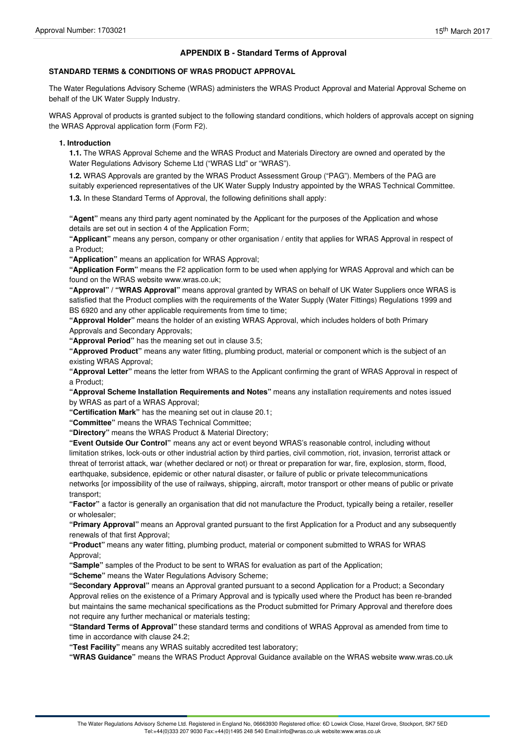## APPENDIX B - Standard Terms of Approval

### STANDARD TERMS & CONDITIONS OF WRAS PRODUCT APPROVAL

The Water Regulations Advisory Scheme (WRAS) administers the WRAS Product Approval and Material Approval Scheme on behalf of the UK Water Supply Industry.

WRAS Approval of products is granted subject to the following standard conditions, which holders of approvals accept on signing the WRAS Approval application form (Form F2).

**1. Introduction**

**1.1.** The WRAS Approval Scheme and the WRAS Product and Materials Directory are owned and operated by the Water Regulations Advisory Scheme Ltd ("WRAS Ltd" or "WRAS").

**1.2.** WRAS Approvals are granted by the WRAS Product Assessment Group ("PAG"). Members of the PAG are suitably experienced representatives of the UK Water Supply Industry appointed by the WRAS Technical Committee.

**1.3.** In these Standard Terms of Approval, the following definitions shall apply:

**"Agent"** means any third party agent nominated by the Applicant for the purposes of the Application and whose details are set out in section 4 of the Application Form;

**"Applicant"** means any person, company or other organisation / entity that applies for WRAS Approval in respect of a Product;

**"Application"** means an application for WRAS Approval;

**"Application Form"** means the F2 application form to be used when applying for WRAS Approval and which can be found on the WRAS website www.wras.co.uk;

**"Approval"** / **"WRAS Approval"** means approval granted by WRAS on behalf of UK Water Suppliers once WRAS is satisfied that the Product complies with the requirements of the Water Supply (Water Fittings) Regulations 1999 and BS 6920 and any other applicable requirements from time to time;

**"Approval Holder"** means the holder of an existing WRAS Approval, which includes holders of both Primary Approvals and Secondary Approvals;

**"Approval Period"** has the meaning set out in clause 3.5;

**"Approved Product"** means any water fitting, plumbing product, material or component which is the subject of an existing WRAS Approval;

**"Approval Letter"** means the letter from WRAS to the Applicant confirming the grant of WRAS Approval in respect of a Product;

**"Approval Scheme Installation Requirements and Notes"** means any installation requirements and notes issued by WRAS as part of a WRAS Approval;

**"Certification Mark"** has the meaning set out in clause 20.1;

**"Committee"** means the WRAS Technical Committee;

**"Directory"** means the WRAS Product & Material Directory;

**"Event Outside Our Control"** means any act or event beyond WRAS's reasonable control, including without limitation strikes, lock-outs or other industrial action by third parties, civil commotion, riot, invasion, terrorist attack or threat of terrorist attack, war (whether declared or not) or threat or preparation for war, fire, explosion, storm, flood, earthquake, subsidence, epidemic or other natural disaster, or failure of public or private telecommunications networks [or impossibility of the use of railways, shipping, aircraft, motor transport or other means of public or private transport;

**"Factor"** a factor is generally an organisation that did not manufacture the Product, typically being a retailer, reseller or wholesaler;

**"Primary Approval"** means an Approval granted pursuant to the first Application for a Product and any subsequently renewals of that first Approval;

**"Product"** means any water fitting, plumbing product, material or component submitted to WRAS for WRAS Approval;

**"Sample"** samples of the Product to be sent to WRAS for evaluation as part of the Application;

**"Scheme"** means the Water Regulations Advisory Scheme;

**"Secondary Approval"** means an Approval granted pursuant to a second Application for a Product; a Secondary Approval relies on the existence of a Primary Approval and is typically used where the Product has been re-branded but maintains the same mechanical specifications as the Product submitted for Primary Approval and therefore does not require any further mechanical or materials testing;

**"Standard Terms of Approval"** these standard terms and conditions of WRAS Approval as amended from time to time in accordance with clause 24.2;

**"Test Facility"** means any WRAS suitably accredited test laboratory;

**"WRAS Guidance"** means the WRAS Product Approval Guidance available on the WRAS website www.wras.co.uk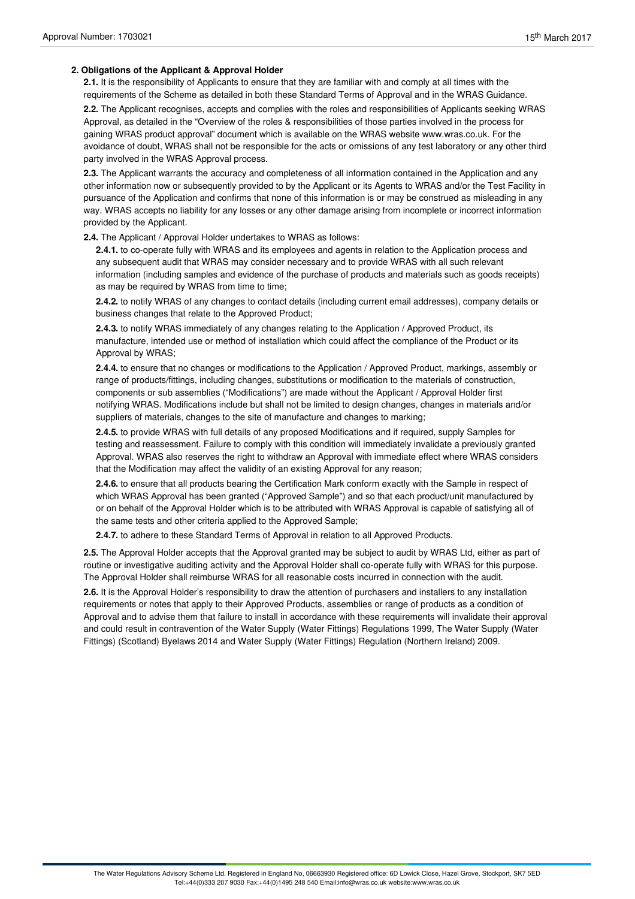**2. Obligations of the Applicant & Approval Holder**

**2.1.** It is the responsibility of Applicants to ensure that they are familiar with and comply at all times with the requirements of the Scheme as detailed in both these Standard Terms of Approval and in the WRAS Guidance.

**2.2.** The Applicant recognises, accepts and complies with the roles and responsibilities of Applicants seeking WRAS Approval, as detailed in the "Overview of the roles & responsibilities of those parties involved in the process for gaining WRAS product approval" document which is available on the WRAS website www.wras.co.uk. For the avoidance of doubt, WRAS shall not be responsible for the acts or omissions of any test laboratory or any other third party involved in the WRAS Approval process.

**2.3.** The Applicant warrants the accuracy and completeness of all information contained in the Application and any other information now or subsequently provided to by the Applicant or its Agents to WRAS and/or the Test Facility in pursuance of the Application and confirms that none of this information is or may be construed as misleading in any way. WRAS accepts no liability for any losses or any other damage arising from incomplete or incorrect information provided by the Applicant.

**2.4.** The Applicant / Approval Holder undertakes to WRAS as follows:

**2.4.1.** to co-operate fully with WRAS and its employees and agents in relation to the Application process and any subsequent audit that WRAS may consider necessary and to provide WRAS with all such relevant information (including samples and evidence of the purchase of products and materials such as goods receipts) as may be required by WRAS from time to time;

**2.4.2.** to notify WRAS of any changes to contact details (including current email addresses), company details or business changes that relate to the Approved Product;

**2.4.3.** to notify WRAS immediately of any changes relating to the Application / Approved Product, its manufacture, intended use or method of installation which could affect the compliance of the Product or its Approval by WRAS;

**2.4.4.** to ensure that no changes or modifications to the Application / Approved Product, markings, assembly or range of products/fittings, including changes, substitutions or modification to the materials of construction, components or sub assemblies ("Modifications") are made without the Applicant / Approval Holder first notifying WRAS. Modifications include but shall not be limited to design changes, changes in materials and/or suppliers of materials, changes to the site of manufacture and changes to marking;

**2.4.5.** to provide WRAS with full details of any proposed Modifications and if required, supply Samples for testing and reassessment. Failure to comply with this condition will immediately invalidate a previously granted Approval. WRAS also reserves the right to withdraw an Approval with immediate effect where WRAS considers that the Modification may affect the validity of an existing Approval for any reason;

**2.4.6.** to ensure that all products bearing the Certification Mark conform exactly with the Sample in respect of which WRAS Approval has been granted ("Approved Sample") and so that each product/unit manufactured by or on behalf of the Approval Holder which is to be attributed with WRAS Approval is capable of satisfying all of the same tests and other criteria applied to the Approved Sample;

**2.4.7.** to adhere to these Standard Terms of Approval in relation to all Approved Products.

**2.5.** The Approval Holder accepts that the Approval granted may be subject to audit by WRAS Ltd, either as part of routine or investigative auditing activity and the Approval Holder shall co-operate fully with WRAS for this purpose. The Approval Holder shall reimburse WRAS for all reasonable costs incurred in connection with the audit.

**2.6.** It is the Approval Holder's responsibility to draw the attention of purchasers and installers to any installation requirements or notes that apply to their Approved Products, assemblies or range of products as a condition of Approval and to advise them that failure to install in accordance with these requirements will invalidate their approval and could result in contravention of the Water Supply (Water Fittings) Regulations 1999, The Water Supply (Water Fittings) (Scotland) Byelaws 2014 and Water Supply (Water Fittings) Regulation (Northern Ireland) 2009.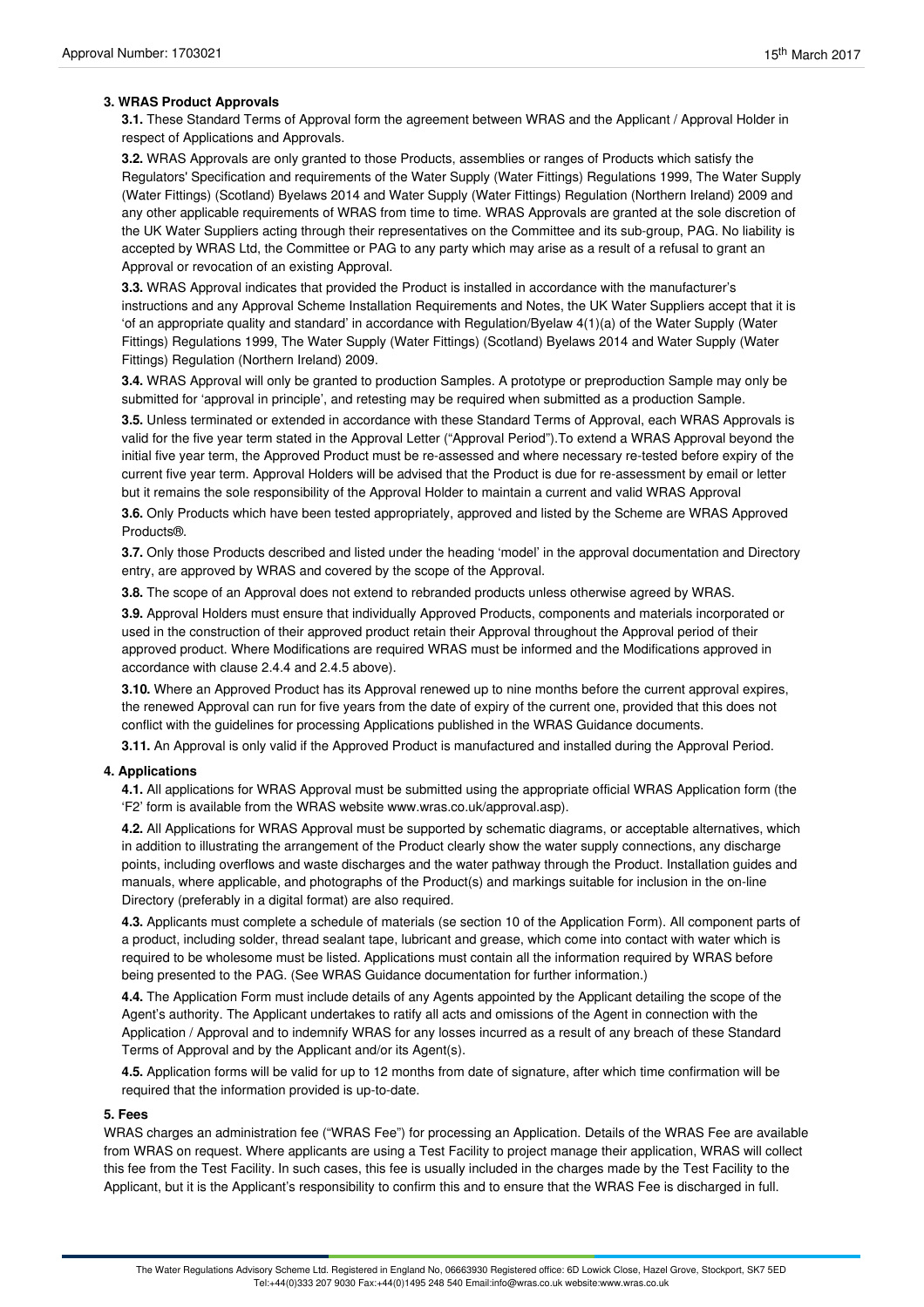## 3. WRAS Product Approvals

**3.1.** These Standard Terms of Approval form the agreement between WRAS and the Applicant / Approval Holder in respect of Applications and Approvals.

**3.2.** WRAS Approvals are only granted to those Products, assemblies or ranges of Products which satisfy the Regulators' Specification and requirements of the Water Supply (Water Fittings) Regulations 1999, The Water Supply (Water Fittings) (Scotland) Byelaws 2014 and Water Supply (Water Fittings) Regulation (Northern Ireland) 2009 and any other applicable requirements of WRAS from time to time. WRAS Approvals are granted at the sole discretion of the UK Water Suppliers acting through their representatives on the Committee and its sub-group, PAG. No liability is accepted by WRAS Ltd, the Committee or PAG to any party which may arise as a result of a refusal to grant an Approval or revocation of an existing Approval.

**3.3.** WRAS Approval indicates that provided the Product is installed in accordance with the manufacturer's instructions and any Approval Scheme Installation Requirements and Notes, the UK Water Suppliers accept that it is 'of an appropriate quality and standard' in accordance with Regulation/Byelaw 4(1)(a) of the Water Supply (Water Fittings) Regulations 1999, The Water Supply (Water Fittings) (Scotland) Byelaws 2014 and Water Supply (Water Fittings) Regulation (Northern Ireland) 2009.

**3.4.** WRAS Approval will only be granted to production Samples. A prototype or preproduction Sample may only be submitted for 'approval in principle', and retesting may be required when submitted as a production Sample.

**3.5.** Unless terminated or extended in accordance with these Standard Terms of Approval, each WRAS Approvals is valid for the five year term stated in the Approval Letter ("Approval Period").To extend a WRAS Approval beyond the initial five year term, the Approved Product must be re-assessed and where necessary re-tested before expiry of the current five year term. Approval Holders will be advised that the Product is due for re-assessment by email or letter but it remains the sole responsibility of the Approval Holder to maintain a current and valid WRAS Approval

**3.6.** Only Products which have been tested appropriately, approved and listed by the Scheme are WRAS Approved Products®.

**3.7.** Only those Products described and listed under the heading 'model' in the approval documentation and Directory entry, are approved by WRAS and covered by the scope of the Approval.

**3.8.** The scope of an Approval does not extend to rebranded products unless otherwise agreed by WRAS.

**3.9.** Approval Holders must ensure that individually Approved Products, components and materials incorporated or used in the construction of their approved product retain their Approval throughout the Approval period of their approved product. Where Modifications are required WRAS must be informed and the Modifications approved in accordance with clause 2.4.4 and 2.4.5 above).

**3.10.** Where an Approved Product has its Approval renewed up to nine months before the current approval expires, the renewed Approval can run for five years from the date of expiry of the current one, provided that this does not conflict with the guidelines for processing Applications published in the WRAS Guidance documents.

**3.11.** An Approval is only valid if the Approved Product is manufactured and installed during the Approval Period.

## 4. Applications

**4.1.** All applications for WRAS Approval must be submitted using the appropriate official WRAS Application form (the 'F2' form is available from the WRAS website www.wras.co.uk/approval.asp).

**4.2.** All Applications for WRAS Approval must be supported by schematic diagrams, or acceptable alternatives, which in addition to illustrating the arrangement of the Product clearly show the water supply connections, any discharge points, including overflows and waste discharges and the water pathway through the Product. Installation guides and manuals, where applicable, and photographs of the Product(s) and markings suitable for inclusion in the on-line Directory (preferably in a digital format) are also required.

**4.3.** Applicants must complete a schedule of materials (se section 10 of the Application Form). All component parts of a product, including solder, thread sealant tape, lubricant and grease, which come into contact with water which is required to be wholesome must be listed. Applications must contain all the information required by WRAS before being presented to the PAG. (See WRAS Guidance documentation for further information.)

**4.4.** The Application Form must include details of any Agents appointed by the Applicant detailing the scope of the Agent's authority. The Applicant undertakes to ratify all acts and omissions of the Agent in connection with the Application / Approval and to indemnify WRAS for any losses incurred as a result of any breach of these Standard Terms of Approval and by the Applicant and/or its Agent(s).

**4.5.** Application forms will be valid for up to 12 months from date of signature, after which time confirmation will be required that the information provided is up-to-date.

## 5. Fees

WRAS charges an administration fee ("WRAS Fee") for processing an Application. Details of the WRAS Fee are available from WRAS on request. Where applicants are using a Test Facility to project manage their application, WRAS will collect this fee from the Test Facility. In such cases, this fee is usually included in the charges made by the Test Facility to the Applicant, but it is the Applicant's responsibility to confirm this and to ensure that the WRAS Fee is discharged in full.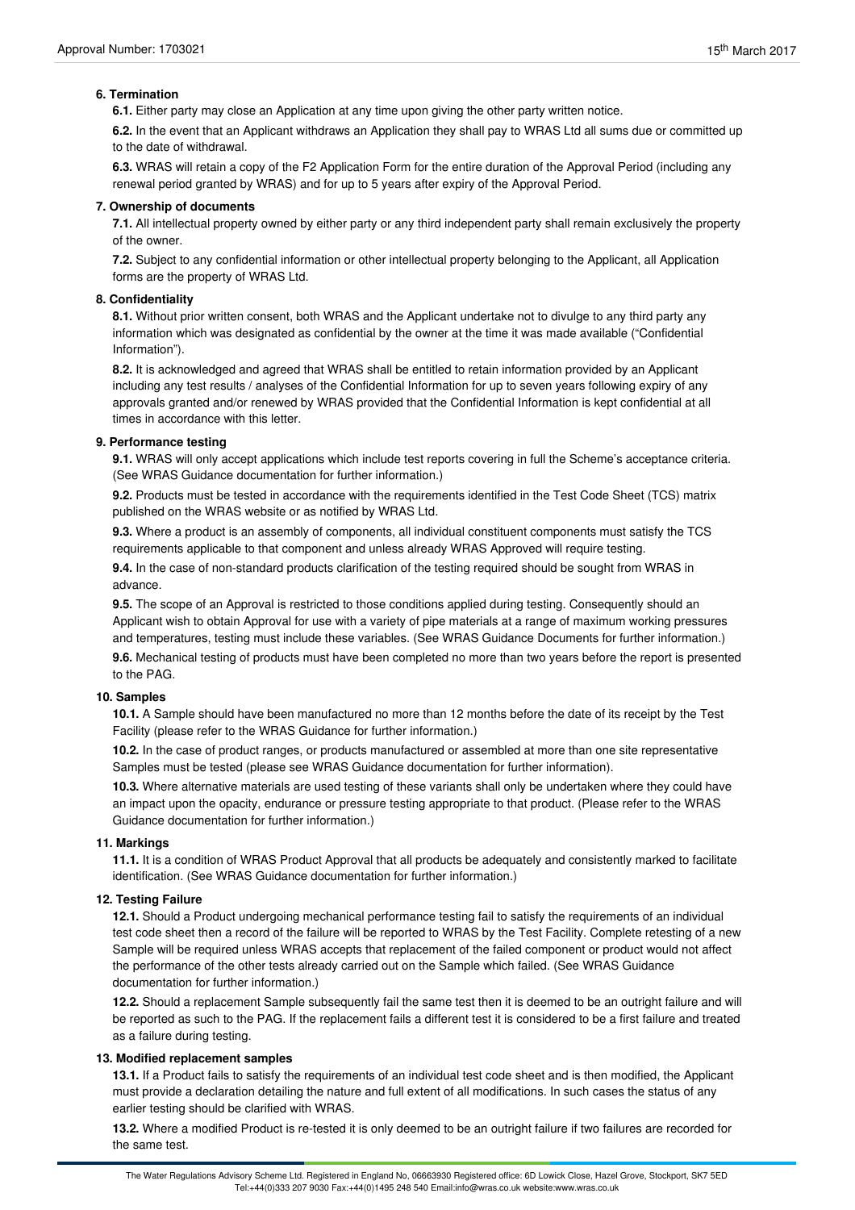#### 6. Termination

**6.1.** Either party may close an Application at any time upon giving the other party written notice.

**6.2.** In the event that an Applicant withdraws an Application they shall pay to WRAS Ltd all sums due or committed up to the date of withdrawal.

**6.3.** WRAS will retain a copy of the F2 Application Form for the entire duration of the Approval Period (including any renewal period granted by WRAS) and for up to 5 years after expiry of the Approval Period.

#### 7. Ownership of documents

**7.1.** All intellectual property owned by either party or any third independent party shall remain exclusively the property of the owner.

**7.2.** Subject to any confidential information or other intellectual property belonging to the Applicant, all Application forms are the property of WRAS Ltd.

#### 8. Confidentiality

**8.1.** Without prior written consent, both WRAS and the Applicant undertake not to divulge to any third party any information which was designated as confidential by the owner at the time it was made available ("Confidential Information").

**8.2.** It is acknowledged and agreed that WRAS shall be entitled to retain information provided by an Applicant including any test results / analyses of the Confidential Information for up to seven years following expiry of any approvals granted and/or renewed by WRAS provided that the Confidential Information is kept confidential at all times in accordance with this letter.

#### 9. Performance testing

**9.1.** WRAS will only accept applications which include test reports covering in full the Scheme's acceptance criteria. (See WRAS Guidance documentation for further information.)

**9.2.** Products must be tested in accordance with the requirements identified in the Test Code Sheet (TCS) matrix published on the WRAS website or as notified by WRAS Ltd.

**9.3.** Where a product is an assembly of components, all individual constituent components must satisfy the TCS requirements applicable to that component and unless already WRAS Approved will require testing.

**9.4.** In the case of non-standard products clarification of the testing required should be sought from WRAS in advance.

**9.5.** The scope of an Approval is restricted to those conditions applied during testing. Consequently should an Applicant wish to obtain Approval for use with a variety of pipe materials at a range of maximum working pressures and temperatures, testing must include these variables. (See WRAS Guidance Documents for further information.)

**9.6.** Mechanical testing of products must have been completed no more than two years before the report is presented to the PAG.

#### 10. Samples

**10.1.** A Sample should have been manufactured no more than 12 months before the date of its receipt by the Test Facility (please refer to the WRAS Guidance for further information.)

**10.2.** In the case of product ranges, or products manufactured or assembled at more than one site representative Samples must be tested (please see WRAS Guidance documentation for further information).

**10.3.** Where alternative materials are used testing of these variants shall only be undertaken where they could have an impact upon the opacity, endurance or pressure testing appropriate to that product. (Please refer to the WRAS Guidance documentation for further information.)

#### 11. Markings

**11.1.** It is a condition of WRAS Product Approval that all products be adequately and consistently marked to facilitate identification. (See WRAS Guidance documentation for further information.)

#### 12. Testing Failure

**12.1.** Should a Product undergoing mechanical performance testing fail to satisfy the requirements of an individual test code sheet then a record of the failure will be reported to WRAS by the Test Facility. Complete retesting of a new Sample will be required unless WRAS accepts that replacement of the failed component or product would not affect the performance of the other tests already carried out on the Sample which failed. (See WRAS Guidance documentation for further information.)

**12.2.** Should a replacement Sample subsequently fail the same test then it is deemed to be an outright failure and will be reported as such to the PAG. If the replacement fails a different test it is considered to be a first failure and treated as a failure during testing.

#### 13. Modified replacement samples

**13.1.** If a Product fails to satisfy the requirements of an individual test code sheet and is then modified, the Applicant must provide a declaration detailing the nature and full extent of all modifications. In such cases the status of any earlier testing should be clarified with WRAS.

**13.2.** Where a modified Product is re-tested it is only deemed to be an outright failure if two failures are recorded for the same test.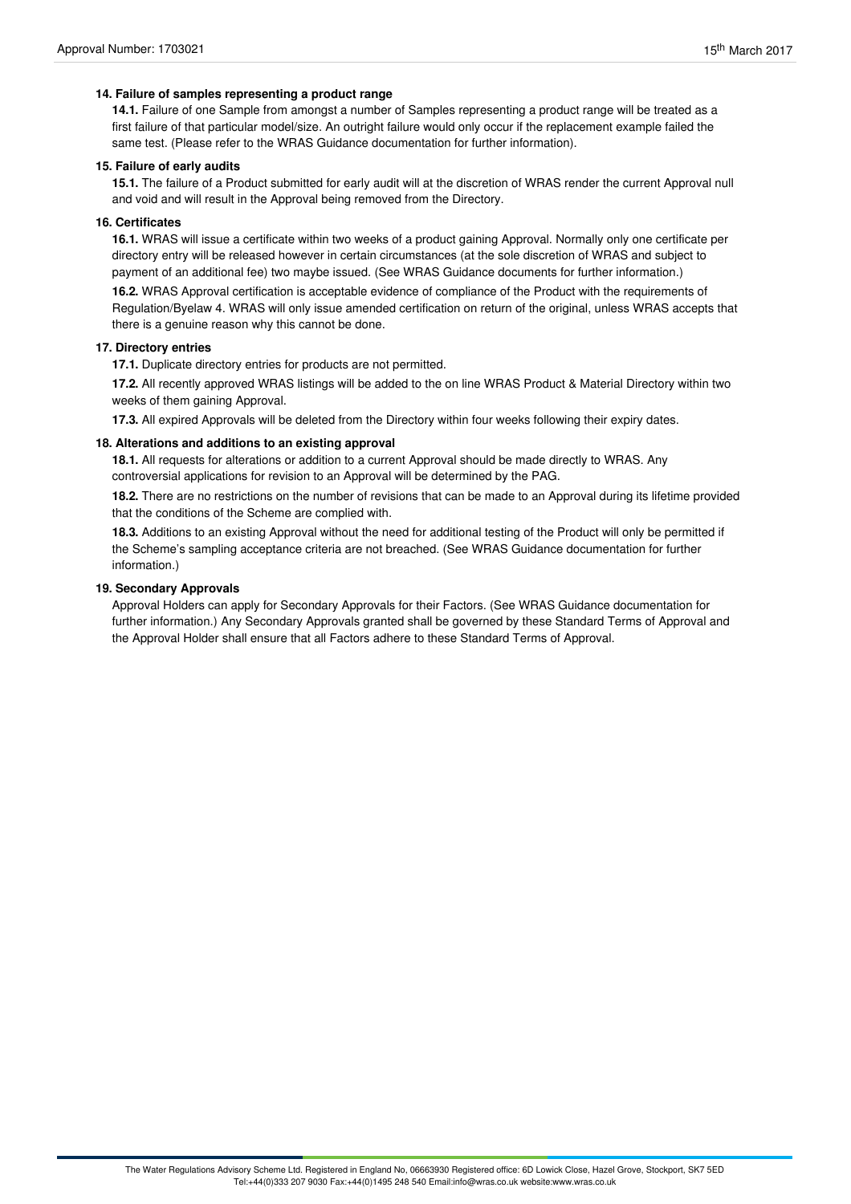### 14. Failure of samples representing a product range

**14.1.** Failure of one Sample from amongst a number of Samples representing a product range will be treated as a first failure of that particular model/size. An outright failure would only occur if the replacement example failed the same test. (Please refer to the WRAS Guidance documentation for further information).

### 15. Failure of early audits

**15.1.** The failure of a Product submitted for early audit will at the discretion of WRAS render the current Approval null and void and will result in the Approval being removed from the Directory.

### 16. Certificates

**16.1.** WRAS will issue a certificate within two weeks of a product gaining Approval. Normally only one certificate per directory entry will be released however in certain circumstances (at the sole discretion of WRAS and subject to payment of an additional fee) two maybe issued. (See WRAS Guidance documents for further information.)

**16.2.** WRAS Approval certification is acceptable evidence of compliance of the Product with the requirements of Regulation/Byelaw 4. WRAS will only issue amended certification on return of the original, unless WRAS accepts that there is a genuine reason why this cannot be done.

### 17. Directory entries

**17.1.** Duplicate directory entries for products are not permitted.

**17.2.** All recently approved WRAS listings will be added to the on line WRAS Product & Material Directory within two weeks of them gaining Approval.

**17.3.** All expired Approvals will be deleted from the Directory within four weeks following their expiry dates.

### 18. Alterations and additions to an existing approval

**18.1.** All requests for alterations or addition to a current Approval should be made directly to WRAS. Any controversial applications for revision to an Approval will be determined by the PAG.

**18.2.** There are no restrictions on the number of revisions that can be made to an Approval during its lifetime provided that the conditions of the Scheme are complied with.

**18.3.** Additions to an existing Approval without the need for additional testing of the Product will only be permitted if the Scheme's sampling acceptance criteria are not breached. (See WRAS Guidance documentation for further information.)

### 19. Secondary Approvals

Approval Holders can apply for Secondary Approvals for their Factors. (See WRAS Guidance documentation for further information.) Any Secondary Approvals granted shall be governed by these Standard Terms of Approval and the Approval Holder shall ensure that all Factors adhere to these Standard Terms of Approval.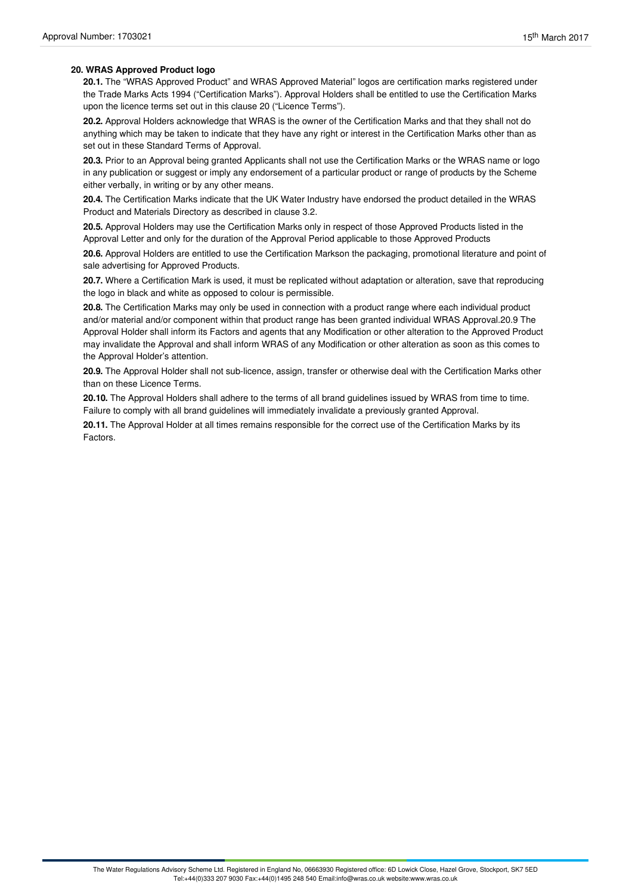**20. WRAS Approved Product logo**

**20.1.** The "WRAS Approved Product" and WRAS Approved Material" logos are certification marks registered under the Trade Marks Acts 1994 ("Certification Marks"). Approval Holders shall be entitled to use the Certification Marks upon the licence terms set out in this clause 20 ("Licence Terms").

**20.2.** Approval Holders acknowledge that WRAS is the owner of the Certification Marks and that they shall not do anything which may be taken to indicate that they have any right or interest in the Certification Marks other than as set out in these Standard Terms of Approval.

**20.3.** Prior to an Approval being granted Applicants shall not use the Certification Marks or the WRAS name or logo in any publication or suggest or imply any endorsement of a particular product or range of products by the Scheme either verbally, in writing or by any other means.

**20.4.** The Certification Marks indicate that the UK Water Industry have endorsed the product detailed in the WRAS Product and Materials Directory as described in clause 3.2.

**20.5.** Approval Holders may use the Certification Marks only in respect of those Approved Products listed in the Approval Letter and only for the duration of the Approval Period applicable to those Approved Products

**20.6.** Approval Holders are entitled to use the Certification Markson the packaging, promotional literature and point of sale advertising for Approved Products.

**20.7.** Where a Certification Mark is used, it must be replicated without adaptation or alteration, save that reproducing the logo in black and white as opposed to colour is permissible.

**20.8.** The Certification Marks may only be used in connection with a product range where each individual product and/or material and/or component within that product range has been granted individual WRAS Approval.20.9 The Approval Holder shall inform its Factors and agents that any Modification or other alteration to the Approved Product may invalidate the Approval and shall inform WRAS of any Modification or other alteration as soon as this comes to the Approval Holder's attention.

**20.9.** The Approval Holder shall not sub-licence, assign, transfer or otherwise deal with the Certification Marks other than on these Licence Terms.

**20.10.** The Approval Holders shall adhere to the terms of all brand guidelines issued by WRAS from time to time. Failure to comply with all brand guidelines will immediately invalidate a previously granted Approval.

**20.11.** The Approval Holder at all times remains responsible for the correct use of the Certification Marks by its Factors.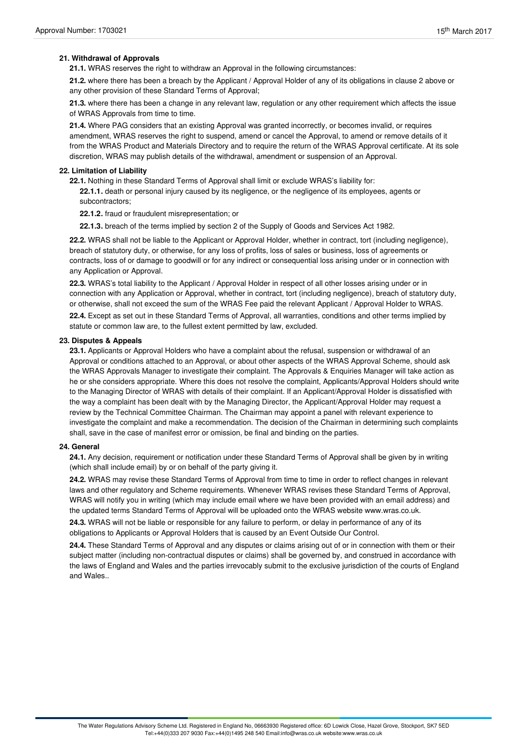**21. Withdrawal of Approvals**

**21.1.** WRAS reserves the right to withdraw an Approval in the following circumstances:

**21.2.** where there has been a breach by the Applicant / Approval Holder of any of its obligations in clause 2 above or any other provision of these Standard Terms of Approval;

**21.3.** where there has been a change in any relevant law, regulation or any other requirement which affects the issue of WRAS Approvals from time to time.

**21.4.** Where PAG considers that an existing Approval was granted incorrectly, or becomes invalid, or requires amendment, WRAS reserves the right to suspend, amend or cancel the Approval, to amend or remove details of it from the WRAS Product and Materials Directory and to require the return of the WRAS Approval certificate. At its sole discretion, WRAS may publish details of the withdrawal, amendment or suspension of an Approval.

**22. Limitation of Liability**

**22.1.** Nothing in these Standard Terms of Approval shall limit or exclude WRAS's liability for:

**22.1.1.** death or personal injury caused by its negligence, or the negligence of its employees, agents or subcontractors;

**22.1.2.** fraud or fraudulent misrepresentation; or

**22.1.3.** breach of the terms implied by section 2 of the Supply of Goods and Services Act 1982.

**22.2.** WRAS shall not be liable to the Applicant or Approval Holder, whether in contract, tort (including negligence), breach of statutory duty, or otherwise, for any loss of profits, loss of sales or business, loss of agreements or contracts, loss of or damage to goodwill or for any indirect or consequential loss arising under or in connection with any Application or Approval.

**22.3.** WRAS's total liability to the Applicant / Approval Holder in respect of all other losses arising under or in connection with any Application or Approval, whether in contract, tort (including negligence), breach of statutory duty, or otherwise, shall not exceed the sum of the WRAS Fee paid the relevant Applicant / Approval Holder to WRAS.

**22.4.** Except as set out in these Standard Terms of Approval, all warranties, conditions and other terms implied by statute or common law are, to the fullest extent permitted by law, excluded.

**23. Disputes & Appeals**

**23.1.** Applicants or Approval Holders who have a complaint about the refusal, suspension or withdrawal of an Approval or conditions attached to an Approval, or about other aspects of the WRAS Approval Scheme, should ask the WRAS Approvals Manager to investigate their complaint. The Approvals & Enquiries Manager will take action as he or she considers appropriate. Where this does not resolve the complaint, Applicants/Approval Holders should write to the Managing Director of WRAS with details of their complaint. If an Applicant/Approval Holder is dissatisfied with the way a complaint has been dealt with by the Managing Director, the Applicant/Approval Holder may request a review by the Technical Committee Chairman. The Chairman may appoint a panel with relevant experience to investigate the complaint and make a recommendation. The decision of the Chairman in determining such complaints shall, save in the case of manifest error or omission, be final and binding on the parties.

**24. General**

**24.1.** Any decision, requirement or notification under these Standard Terms of Approval shall be given by in writing (which shall include email) by or on behalf of the party giving it.

**24.2.** WRAS may revise these Standard Terms of Approval from time to time in order to reflect changes in relevant laws and other regulatory and Scheme requirements. Whenever WRAS revises these Standard Terms of Approval, WRAS will notify you in writing (which may include email where we have been provided with an email address) and the updated terms Standard Terms of Approval will be uploaded onto the WRAS website www.wras.co.uk.

**24.3.** WRAS will not be liable or responsible for any failure to perform, or delay in performance of any of its obligations to Applicants or Approval Holders that is caused by an Event Outside Our Control.

**24.4.** These Standard Terms of Approval and any disputes or claims arising out of or in connection with them or their subject matter (including non-contractual disputes or claims) shall be governed by, and construed in accordance with the laws of England and Wales and the parties irrevocably submit to the exclusive jurisdiction of the courts of England and Wales..